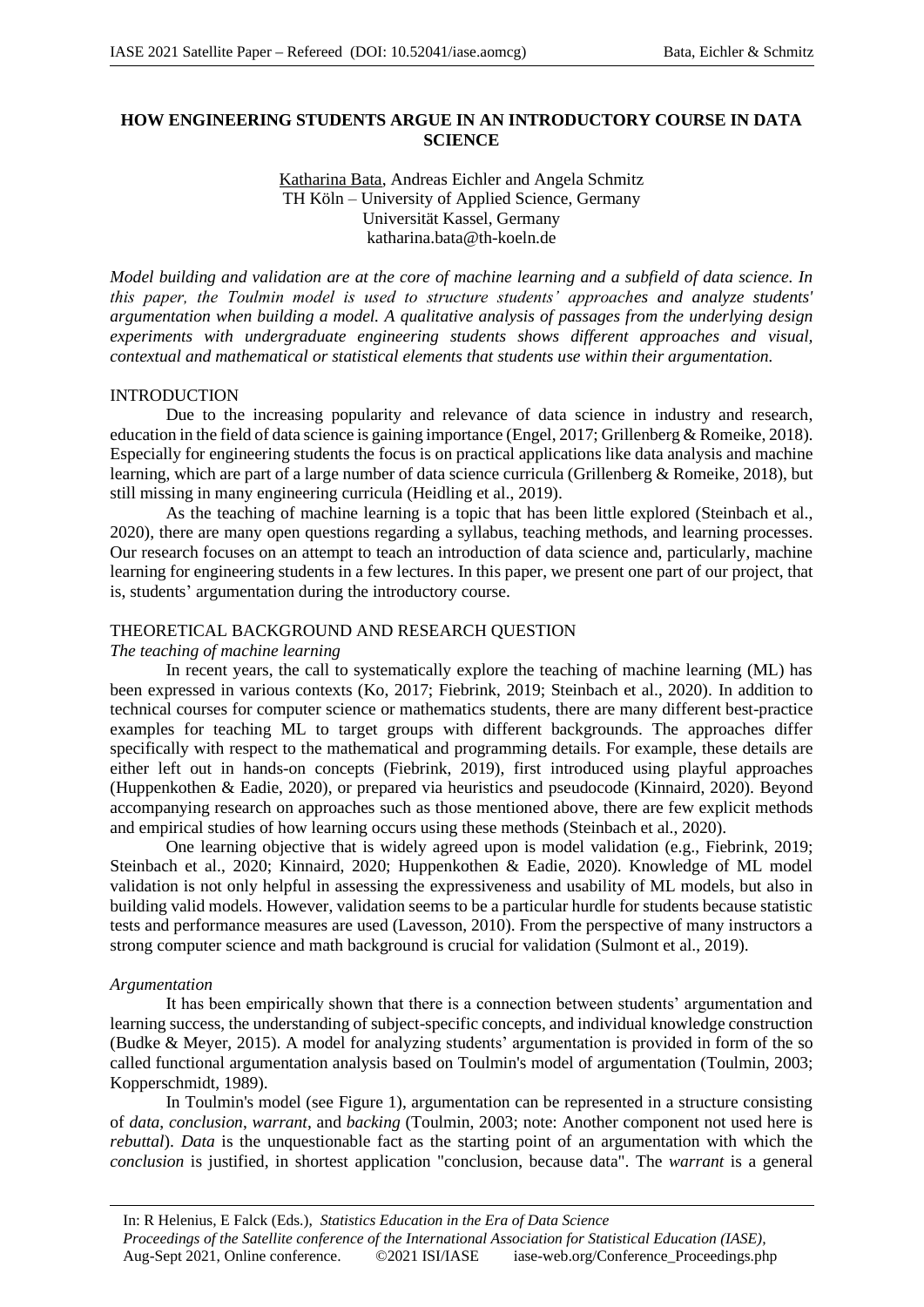# HOW ENGINEERING STUDENTS ARGUE IN AN INTRODUCTORY COURSE IN DATA SCIENCE

Katharina Bata, Andreas Eichler and Angela Schmitz
TH Köln – University of Applied Science, Germany
Universität Kassel, Germany
katharina.bata@th-koeln.de

*Model building and validation are at the core of machine learning and a subfield of data science. In this paper, the Toulmin model is used to structure students' approaches and analyze students' argumentation when building a model. A qualitative analysis of passages from the underlying design experiments with undergraduate engineering students shows different approaches and visual, contextual and mathematical or statistical elements that students use within their argumentation.*

## INTRODUCTION

Due to the increasing popularity and relevance of data science in industry and research, education in the field of data science is gaining importance (Engel, 2017; Grillenberg & Romeike, 2018). Especially for engineering students the focus is on practical applications like data analysis and machine learning, which are part of a large number of data science curricula (Grillenberg & Romeike, 2018), but still missing in many engineering curricula (Heidling et al., 2019).

As the teaching of machine learning is a topic that has been little explored (Steinbach et al., 2020), there are many open questions regarding a syllabus, teaching methods, and learning processes. Our research focuses on an attempt to teach an introduction of data science and, particularly, machine learning for engineering students in a few lectures. In this paper, we present one part of our project, that is, students' argumentation during the introductory course.

## THEORETICAL BACKGROUND AND RESEARCH QUESTION

### *The teaching of machine learning*

In recent years, the call to systematically explore the teaching of machine learning (ML) has been expressed in various contexts (Ko, 2017; Fiebrink, 2019; Steinbach et al., 2020). In addition to technical courses for computer science or mathematics students, there are many different best-practice examples for teaching ML to target groups with different backgrounds. The approaches differ specifically with respect to the mathematical and programming details. For example, these details are either left out in hands-on concepts (Fiebrink, 2019), first introduced using playful approaches (Huppenkothen & Eadie, 2020), or prepared via heuristics and pseudocode (Kinnaird, 2020). Beyond accompanying research on approaches such as those mentioned above, there are few explicit methods and empirical studies of how learning occurs using these methods (Steinbach et al., 2020).

One learning objective that is widely agreed upon is model validation (e.g., Fiebrink, 2019; Steinbach et al., 2020; Kinnaird, 2020; Huppenkothen & Eadie, 2020). Knowledge of ML model validation is not only helpful in assessing the expressiveness and usability of ML models, but also in building valid models. However, validation seems to be a particular hurdle for students because statistic tests and performance measures are used (Lavesson, 2010). From the perspective of many instructors a strong computer science and math background is crucial for validation (Sulmont et al., 2019).

### *Argumentation*

It has been empirically shown that there is a connection between students' argumentation and learning success, the understanding of subject-specific concepts, and individual knowledge construction (Budke & Meyer, 2015). A model for analyzing students' argumentation is provided in form of the so called functional argumentation analysis based on Toulmin's model of argumentation (Toulmin, 2003; Kopperschmidt, 1989).

In Toulmin's model (see Figure 1), argumentation can be represented in a structure consisting of *data*, *conclusion*, *warrant*, and *backing* (Toulmin, 2003; note: Another component not used here is *rebuttal*). *Data* is the unquestionable fact as the starting point of an argumentation with which the *conclusion* is justified, in shortest application "conclusion, because data". The *warrant* is a general

In: R Helenius, E Falck (Eds.), *Statistics Education in the Era of Data Science*
*Proceedings of the Satellite conference of the International Association for Statistical Education (IASE)*, Aug-Sept 2021, Online conference. ©2021 ISI/IASE iase-web.org/Conference_Proceedings.php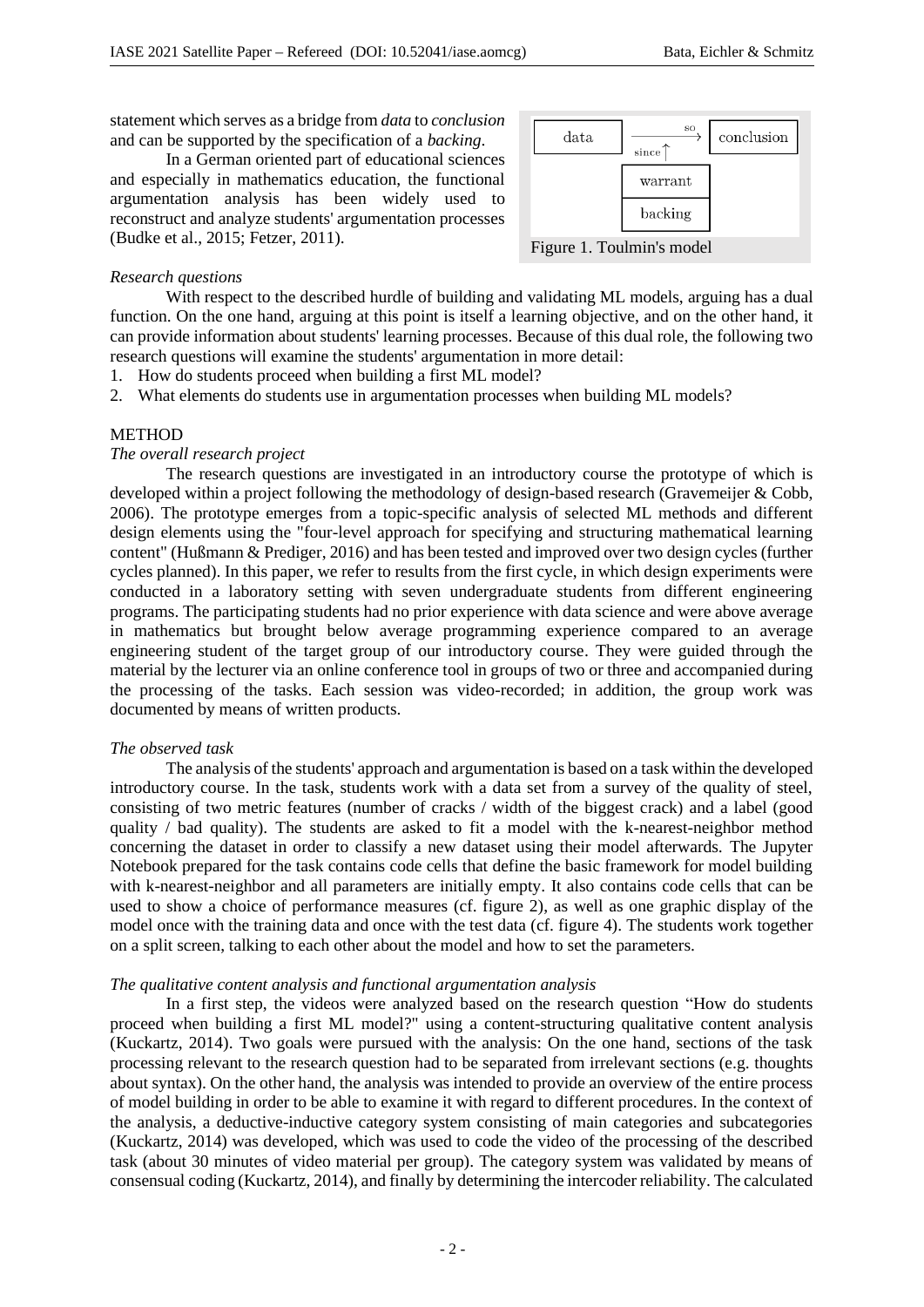statement which serves as a bridge from *data* to *conclusion* and can be supported by the specification of a *backing*.

In a German oriented part of educational sciences and especially in mathematics education, the functional argumentation analysis has been widely used to reconstruct and analyze students' argumentation processes (Budke et al., 2015; Fetzer, 2011).

| data | so → (since ↑) | conclusion |
|---|---|---|
| | warrant | |
| | backing | |

Figure 1. Toulmin's model

*Research questions*

With respect to the described hurdle of building and validating ML models, arguing has a dual function. On the one hand, arguing at this point is itself a learning objective, and on the other hand, it can provide information about students' learning processes. Because of this dual role, the following two research questions will examine the students' argumentation in more detail:

1. How do students proceed when building a first ML model?
2. What elements do students use in argumentation processes when building ML models?

## METHOD

*The overall research project*

The research questions are investigated in an introductory course the prototype of which is developed within a project following the methodology of design-based research (Gravemeijer & Cobb, 2006). The prototype emerges from a topic-specific analysis of selected ML methods and different design elements using the "four-level approach for specifying and structuring mathematical learning content" (Hußmann & Prediger, 2016) and has been tested and improved over two design cycles (further cycles planned). In this paper, we refer to results from the first cycle, in which design experiments were conducted in a laboratory setting with seven undergraduate students from different engineering programs. The participating students had no prior experience with data science and were above average in mathematics but brought below average programming experience compared to an average engineering student of the target group of our introductory course. They were guided through the material by the lecturer via an online conference tool in groups of two or three and accompanied during the processing of the tasks. Each session was video-recorded; in addition, the group work was documented by means of written products.

*The observed task*

The analysis of the students' approach and argumentation is based on a task within the developed introductory course. In the task, students work with a data set from a survey of the quality of steel, consisting of two metric features (number of cracks / width of the biggest crack) and a label (good quality / bad quality). The students are asked to fit a model with the k-nearest-neighbor method concerning the dataset in order to classify a new dataset using their model afterwards. The Jupyter Notebook prepared for the task contains code cells that define the basic framework for model building with k-nearest-neighbor and all parameters are initially empty. It also contains code cells that can be used to show a choice of performance measures (cf. figure 2), as well as one graphic display of the model once with the training data and once with the test data (cf. figure 4). The students work together on a split screen, talking to each other about the model and how to set the parameters.

*The qualitative content analysis and functional argumentation analysis*

In a first step, the videos were analyzed based on the research question "How do students proceed when building a first ML model?" using a content-structuring qualitative content analysis (Kuckartz, 2014). Two goals were pursued with the analysis: On the one hand, sections of the task processing relevant to the research question had to be separated from irrelevant sections (e.g. thoughts about syntax). On the other hand, the analysis was intended to provide an overview of the entire process of model building in order to be able to examine it with regard to different procedures. In the context of the analysis, a deductive-inductive category system consisting of main categories and subcategories (Kuckartz, 2014) was developed, which was used to code the video of the processing of the described task (about 30 minutes of video material per group). The category system was validated by means of consensual coding (Kuckartz, 2014), and finally by determining the intercoder reliability. The calculated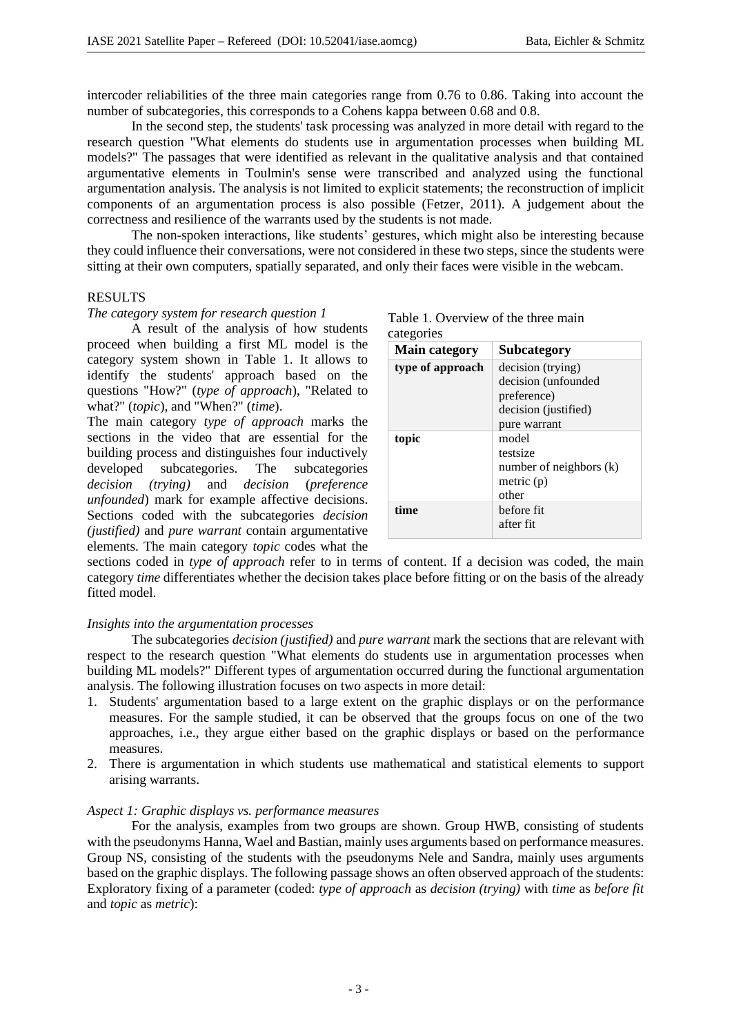intercoder reliabilities of the three main categories range from 0.76 to 0.86. Taking into account the number of subcategories, this corresponds to a Cohens kappa between 0.68 and 0.8.

In the second step, the students' task processing was analyzed in more detail with regard to the research question "What elements do students use in argumentation processes when building ML models?" The passages that were identified as relevant in the qualitative analysis and that contained argumentative elements in Toulmin's sense were transcribed and analyzed using the functional argumentation analysis. The analysis is not limited to explicit statements; the reconstruction of implicit components of an argumentation process is also possible (Fetzer, 2011). A judgement about the correctness and resilience of the warrants used by the students is not made.

The non-spoken interactions, like students' gestures, which might also be interesting because they could influence their conversations, were not considered in these two steps, since the students were sitting at their own computers, spatially separated, and only their faces were visible in the webcam.

## RESULTS

*The category system for research question 1*

A result of the analysis of how students proceed when building a first ML model is the category system shown in Table 1. It allows to identify the students' approach based on the questions "How?" (*type of approach*), "Related to what?" (*topic*), and "When?" (*time*).

Table 1. Overview of the three main categories

| Main category | Subcategory |
|---|---|
| **type of approach** | decision (trying)<br>decision (unfounded preference)<br>decision (justified)<br>pure warrant |
| **topic** | model<br>testsize<br>number of neighbors (k)<br>metric (p)<br>other |
| **time** | before fit<br>after fit |

The main category *type of approach* marks the sections in the video that are essential for the building process and distinguishes four inductively developed subcategories. The subcategories *decision (trying)* and *decision* (*preference unfounded*) mark for example affective decisions. Sections coded with the subcategories *decision (justified)* and *pure warrant* contain argumentative elements. The main category *topic* codes what the sections coded in *type of approach* refer to in terms of content. If a decision was coded, the main category *time* differentiates whether the decision takes place before fitting or on the basis of the already fitted model.

*Insights into the argumentation processes*

The subcategories *decision (justified)* and *pure warrant* mark the sections that are relevant with respect to the research question "What elements do students use in argumentation processes when building ML models?" Different types of argumentation occurred during the functional argumentation analysis. The following illustration focuses on two aspects in more detail:

1. Students' argumentation based to a large extent on the graphic displays or on the performance measures. For the sample studied, it can be observed that the groups focus on one of the two approaches, i.e., they argue either based on the graphic displays or based on the performance measures.
2. There is argumentation in which students use mathematical and statistical elements to support arising warrants.

*Aspect 1: Graphic displays vs. performance measures*

For the analysis, examples from two groups are shown. Group HWB, consisting of students with the pseudonyms Hanna, Wael and Bastian, mainly uses arguments based on performance measures. Group NS, consisting of the students with the pseudonyms Nele and Sandra, mainly uses arguments based on the graphic displays. The following passage shows an often observed approach of the students: Exploratory fixing of a parameter (coded: *type of approach* as *decision (trying)* with *time* as *before fit* and *topic* as *metric*):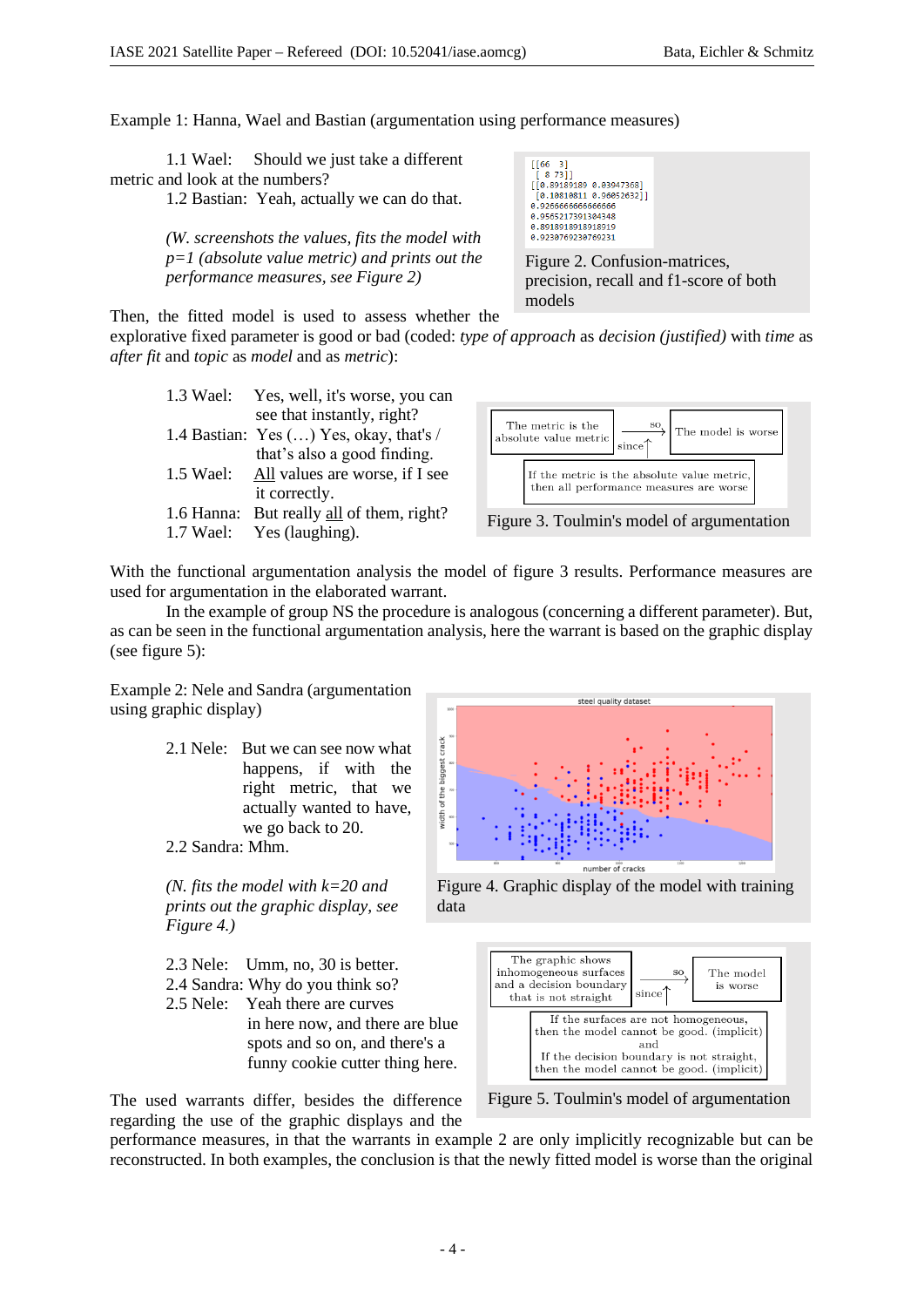Example 1: Hanna, Wael and Bastian (argumentation using performance measures)

1.1 Wael: Should we just take a different metric and look at the numbers?
1.2 Bastian: Yeah, actually we can do that.

*(W. screenshots the values, fits the model with p=1 (absolute value metric) and prints out the performance measures, see Figure 2)*

```
[[66  3]
 [ 8 73]]
[[0.89189189 0.03947368]
 [0.10810811 0.96052632]]
0.9266666666666666
0.9565217391304348
0.8918918918918919
0.9230769230769231
```

Figure 2. Confusion-matrices, precision, recall and f1-score of both models

Then, the fitted model is used to assess whether the explorative fixed parameter is good or bad (coded: *type of approach* as *decision (justified)* with *time* as *after fit* and *topic* as *model* and as *metric*):

1.3 Wael: Yes, well, it's worse, you can see that instantly, right?
1.4 Bastian: Yes (…) Yes, okay, that's / that's also a good finding.
1.5 Wael: All values are worse, if I see it correctly.
1.6 Hanna: But really all of them, right?
1.7 Wael: Yes (laughing).

The metric is the absolute value metric → so → The model is worse
since: If the metric is the absolute value metric, then all performance measures are worse

Figure 3. Toulmin's model of argumentation

With the functional argumentation analysis the model of figure 3 results. Performance measures are used for argumentation in the elaborated warrant.

In the example of group NS the procedure is analogous (concerning a different parameter). But, as can be seen in the functional argumentation analysis, here the warrant is based on the graphic display (see figure 5):

Example 2: Nele and Sandra (argumentation using graphic display)

2.1 Nele: But we can see now what happens, if with the right metric, that we actually wanted to have, we go back to 20.
2.2 Sandra: Mhm.

*(N. fits the model with k=20 and prints out the graphic display, see Figure 4.)*

Figure 4. Graphic display of the model with training data

2.3 Nele: Umm, no, 30 is better.
2.4 Sandra: Why do you think so?
2.5 Nele: Yeah there are curves in here now, and there are blue spots and so on, and there's a funny cookie cutter thing here.

The graphic shows inhomogeneous surfaces and a decision boundary that is not straight → so → The model is worse
since: If the surfaces are not homogeneous, then the model cannot be good. (implicit) and If the decision boundary is not straight, then the model cannot be good. (implicit)

Figure 5. Toulmin's model of argumentation

The used warrants differ, besides the difference regarding the use of the graphic displays and the performance measures, in that the warrants in example 2 are only implicitly recognizable but can be reconstructed. In both examples, the conclusion is that the newly fitted model is worse than the original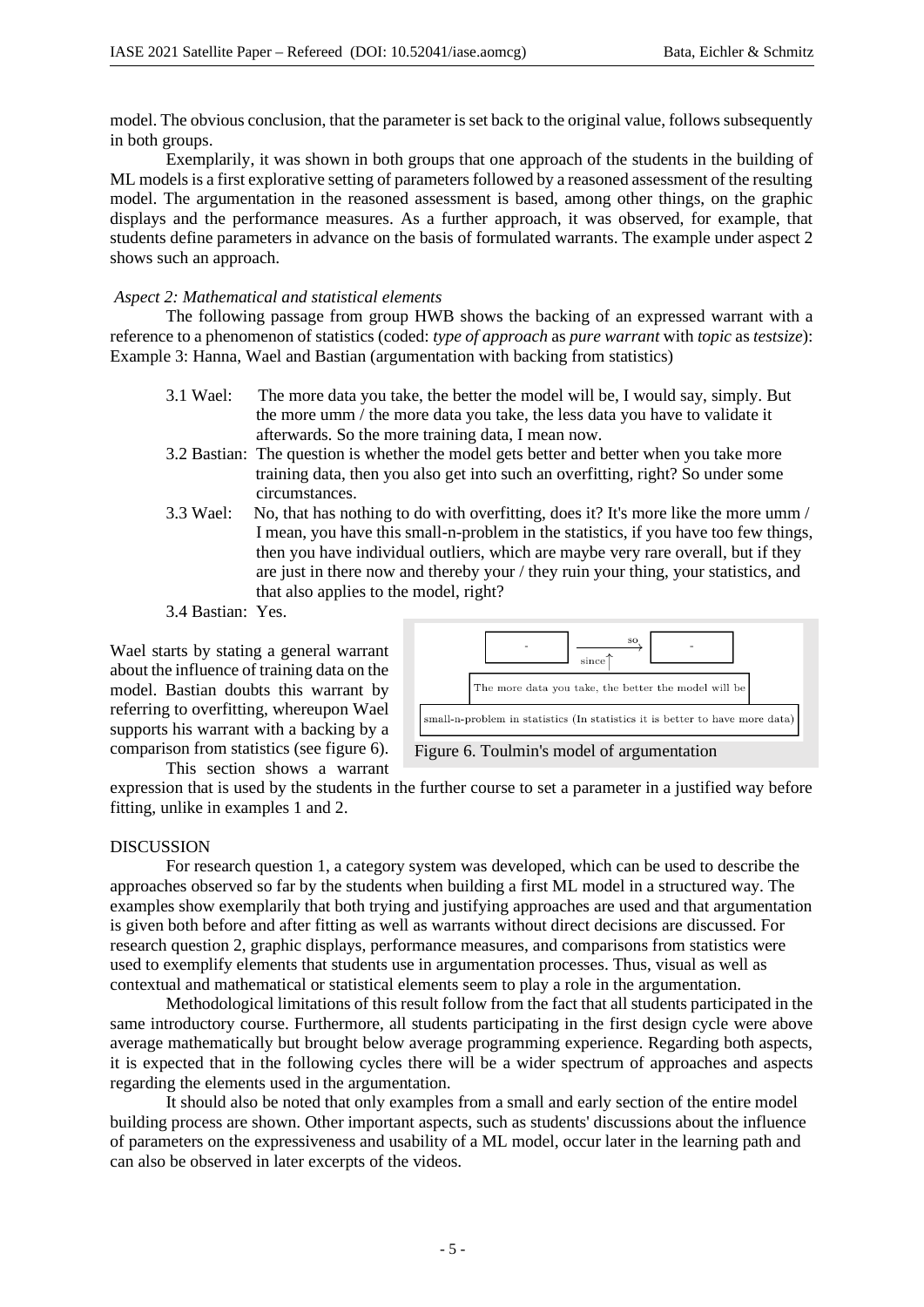model. The obvious conclusion, that the parameter is set back to the original value, follows subsequently in both groups.

Exemplarily, it was shown in both groups that one approach of the students in the building of ML models is a first explorative setting of parameters followed by a reasoned assessment of the resulting model. The argumentation in the reasoned assessment is based, among other things, on the graphic displays and the performance measures. As a further approach, it was observed, for example, that students define parameters in advance on the basis of formulated warrants. The example under aspect 2 shows such an approach.

*Aspect 2: Mathematical and statistical elements*

The following passage from group HWB shows the backing of an expressed warrant with a reference to a phenomenon of statistics (coded: *type of approach* as *pure warrant* with *topic* as *testsize*):

Example 3: Hanna, Wael and Bastian (argumentation with backing from statistics)

3.1 Wael: The more data you take, the better the model will be, I would say, simply. But the more umm / the more data you take, the less data you have to validate it afterwards. So the more training data, I mean now.

3.2 Bastian: The question is whether the model gets better and better when you take more training data, then you also get into such an overfitting, right? So under some circumstances.

3.3 Wael: No, that has nothing to do with overfitting, does it? It's more like the more umm / I mean, you have this small-n-problem in the statistics, if you have too few things, then you have individual outliers, which are maybe very rare overall, but if they are just in there now and thereby your / they ruin your thing, your statistics, and that also applies to the model, right?

3.4 Bastian: Yes.

Wael starts by stating a general warrant about the influence of training data on the model. Bastian doubts this warrant by referring to overfitting, whereupon Wael supports his warrant with a backing by a comparison from statistics (see figure 6).

| - | so / since | - |
|---|---|---|
| | The more data you take, the better the model will be | |
| | small-n-problem in statistics (In statistics it is better to have more data) | |

Figure 6. Toulmin's model of argumentation

This section shows a warrant expression that is used by the students in the further course to set a parameter in a justified way before fitting, unlike in examples 1 and 2.

## DISCUSSION

For research question 1, a category system was developed, which can be used to describe the approaches observed so far by the students when building a first ML model in a structured way. The examples show exemplarily that both trying and justifying approaches are used and that argumentation is given both before and after fitting as well as warrants without direct decisions are discussed. For research question 2, graphic displays, performance measures, and comparisons from statistics were used to exemplify elements that students use in argumentation processes. Thus, visual as well as contextual and mathematical or statistical elements seem to play a role in the argumentation.

Methodological limitations of this result follow from the fact that all students participated in the same introductory course. Furthermore, all students participating in the first design cycle were above average mathematically but brought below average programming experience. Regarding both aspects, it is expected that in the following cycles there will be a wider spectrum of approaches and aspects regarding the elements used in the argumentation.

It should also be noted that only examples from a small and early section of the entire model building process are shown. Other important aspects, such as students' discussions about the influence of parameters on the expressiveness and usability of a ML model, occur later in the learning path and can also be observed in later excerpts of the videos.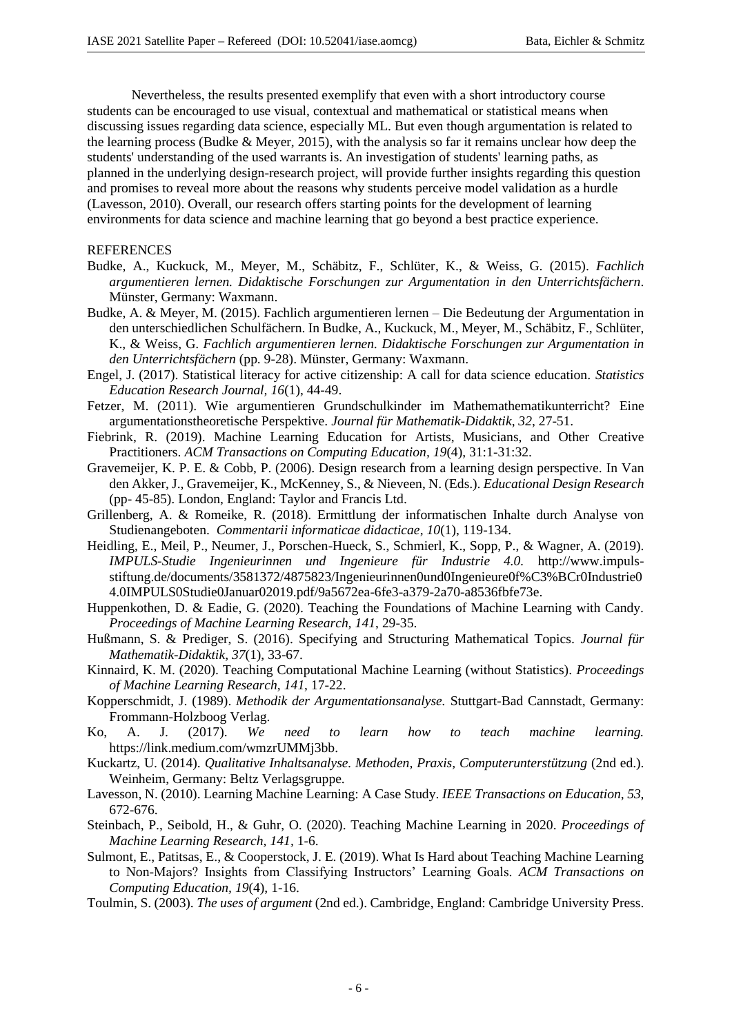Nevertheless, the results presented exemplify that even with a short introductory course students can be encouraged to use visual, contextual and mathematical or statistical means when discussing issues regarding data science, especially ML. But even though argumentation is related to the learning process (Budke & Meyer, 2015), with the analysis so far it remains unclear how deep the students' understanding of the used warrants is. An investigation of students' learning paths, as planned in the underlying design-research project, will provide further insights regarding this question and promises to reveal more about the reasons why students perceive model validation as a hurdle (Lavesson, 2010). Overall, our research offers starting points for the development of learning environments for data science and machine learning that go beyond a best practice experience.

REFERENCES

Budke, A., Kuckuck, M., Meyer, M., Schäbitz, F., Schlüter, K., & Weiss, G. (2015). *Fachlich argumentieren lernen. Didaktische Forschungen zur Argumentation in den Unterrichtsfächern*. Münster, Germany: Waxmann.

Budke, A. & Meyer, M. (2015). Fachlich argumentieren lernen – Die Bedeutung der Argumentation in den unterschiedlichen Schulfächern. In Budke, A., Kuckuck, M., Meyer, M., Schäbitz, F., Schlüter, K., & Weiss, G. *Fachlich argumentieren lernen. Didaktische Forschungen zur Argumentation in den Unterrichtsfächern* (pp. 9-28). Münster, Germany: Waxmann.

Engel, J. (2017). Statistical literacy for active citizenship: A call for data science education. *Statistics Education Research Journal, 16*(1), 44-49.

Fetzer, M. (2011). Wie argumentieren Grundschulkinder im Mathemathematikunterricht? Eine argumentationstheoretische Perspektive. *Journal für Mathematik-Didaktik*, *32*, 27-51.

Fiebrink, R. (2019). Machine Learning Education for Artists, Musicians, and Other Creative Practitioners. *ACM Transactions on Computing Education*, *19*(4), 31:1-31:32.

Gravemeijer, K. P. E. & Cobb, P. (2006). Design research from a learning design perspective. In Van den Akker, J., Gravemeijer, K., McKenney, S., & Nieveen, N. (Eds.). *Educational Design Research* (pp- 45-85). London, England: Taylor and Francis Ltd.

Grillenberg, A. & Romeike, R. (2018). Ermittlung der informatischen Inhalte durch Analyse von Studienangeboten. *Commentarii informaticae didacticae*, *10*(1), 119-134.

Heidling, E., Meil, P., Neumer, J., Porschen-Hueck, S., Schmierl, K., Sopp, P., & Wagner, A. (2019). *IMPULS-Studie Ingenieurinnen und Ingenieure für Industrie 4.0.* http://www.impuls-stiftung.de/documents/3581372/4875823/Ingenieurinnen0und0Ingenieure0f%C3%BCr0Industrie04.0IMPULS0Studie0Januar02019.pdf/9a5672ea-6fe3-a379-2a70-a8536fbfe73e.

Huppenkothen, D. & Eadie, G. (2020). Teaching the Foundations of Machine Learning with Candy. *Proceedings of Machine Learning Research, 141*, 29-35.

Hußmann, S. & Prediger, S. (2016). Specifying and Structuring Mathematical Topics. *Journal für Mathematik-Didaktik*, *37*(1), 33-67.

Kinnaird, K. M. (2020). Teaching Computational Machine Learning (without Statistics). *Proceedings of Machine Learning Research, 141*, 17-22.

Kopperschmidt, J. (1989). *Methodik der Argumentationsanalyse.* Stuttgart-Bad Cannstadt, Germany: Frommann-Holzboog Verlag.

Ko, A. J. (2017). *We need to learn how to teach machine learning.* https://link.medium.com/wmzrUMMj3bb.

Kuckartz, U. (2014). *Qualitative Inhaltsanalyse. Methoden, Praxis, Computerunterstützung* (2nd ed.). Weinheim, Germany: Beltz Verlagsgruppe.

Lavesson, N. (2010). Learning Machine Learning: A Case Study. *IEEE Transactions on Education*, *53*, 672-676.

Steinbach, P., Seibold, H., & Guhr, O. (2020). Teaching Machine Learning in 2020. *Proceedings of Machine Learning Research, 141*, 1-6.

Sulmont, E., Patitsas, E., & Cooperstock, J. E. (2019). What Is Hard about Teaching Machine Learning to Non-Majors? Insights from Classifying Instructors' Learning Goals. *ACM Transactions on Computing Education, 19*(4), 1-16.

Toulmin, S. (2003). *The uses of argument* (2nd ed.). Cambridge, England: Cambridge University Press.